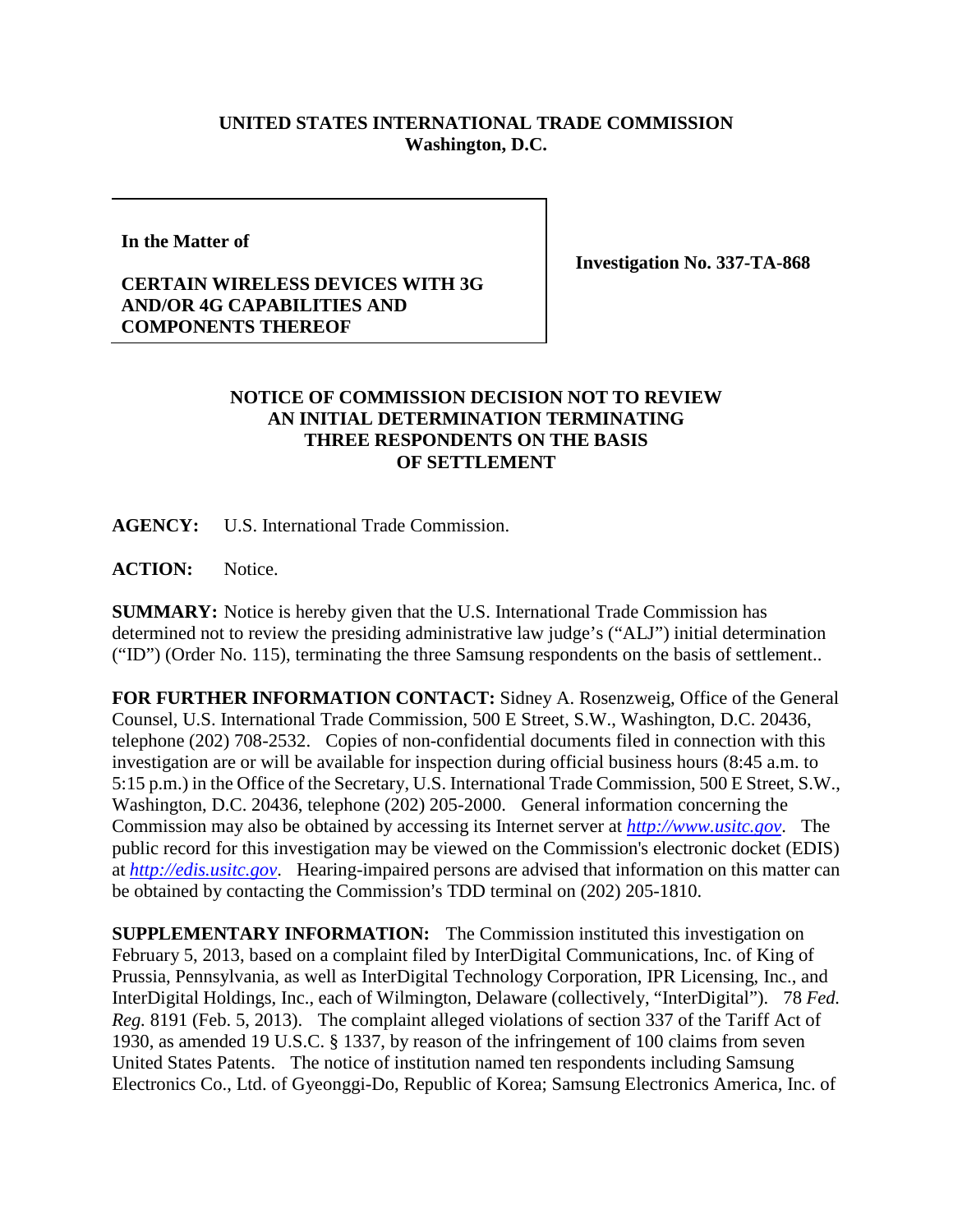**UNITED STATES INTERNATIONAL TRADE COMMISSION**
**Washington, D.C.**

**In the Matter of**

**CERTAIN WIRELESS DEVICES WITH 3G AND/OR 4G CAPABILITIES AND COMPONENTS THEREOF**

**Investigation No. 337-TA-868**

**NOTICE OF COMMISSION DECISION NOT TO REVIEW AN INITIAL DETERMINATION TERMINATING THREE RESPONDENTS ON THE BASIS OF SETTLEMENT**

**AGENCY:** U.S. International Trade Commission.

**ACTION:** Notice.

**SUMMARY:** Notice is hereby given that the U.S. International Trade Commission has determined not to review the presiding administrative law judge's ("ALJ") initial determination ("ID") (Order No. 115), terminating the three Samsung respondents on the basis of settlement..

**FOR FURTHER INFORMATION CONTACT:** Sidney A. Rosenzweig, Office of the General Counsel, U.S. International Trade Commission, 500 E Street, S.W., Washington, D.C. 20436, telephone (202) 708-2532. Copies of non-confidential documents filed in connection with this investigation are or will be available for inspection during official business hours (8:45 a.m. to 5:15 p.m.) in the Office of the Secretary, U.S. International Trade Commission, 500 E Street, S.W., Washington, D.C. 20436, telephone (202) 205-2000. General information concerning the Commission may also be obtained by accessing its Internet server at *http://www.usitc.gov*. The public record for this investigation may be viewed on the Commission's electronic docket (EDIS) at *http://edis.usitc.gov*. Hearing-impaired persons are advised that information on this matter can be obtained by contacting the Commission's TDD terminal on (202) 205-1810.

**SUPPLEMENTARY INFORMATION:** The Commission instituted this investigation on February 5, 2013, based on a complaint filed by InterDigital Communications, Inc. of King of Prussia, Pennsylvania, as well as InterDigital Technology Corporation, IPR Licensing, Inc., and InterDigital Holdings, Inc., each of Wilmington, Delaware (collectively, "InterDigital"). 78 *Fed. Reg.* 8191 (Feb. 5, 2013). The complaint alleged violations of section 337 of the Tariff Act of 1930, as amended 19 U.S.C. § 1337, by reason of the infringement of 100 claims from seven United States Patents. The notice of institution named ten respondents including Samsung Electronics Co., Ltd. of Gyeonggi-Do, Republic of Korea; Samsung Electronics America, Inc. of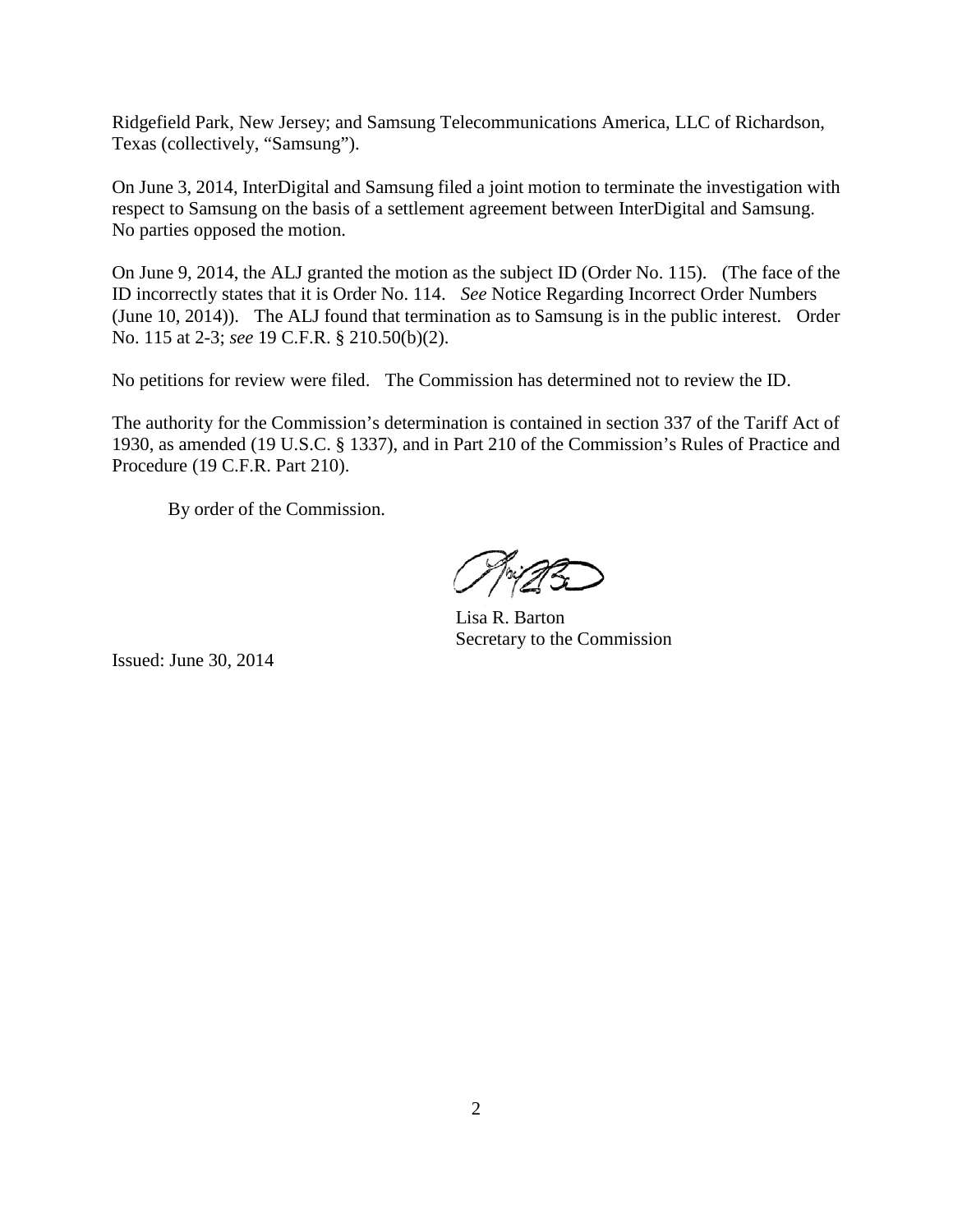Ridgefield Park, New Jersey; and Samsung Telecommunications America, LLC of Richardson, Texas (collectively, "Samsung").

On June 3, 2014, InterDigital and Samsung filed a joint motion to terminate the investigation with respect to Samsung on the basis of a settlement agreement between InterDigital and Samsung. No parties opposed the motion.

On June 9, 2014, the ALJ granted the motion as the subject ID (Order No. 115). (The face of the ID incorrectly states that it is Order No. 114. *See* Notice Regarding Incorrect Order Numbers (June 10, 2014)). The ALJ found that termination as to Samsung is in the public interest. Order No. 115 at 2-3; *see* 19 C.F.R. § 210.50(b)(2).

No petitions for review were filed. The Commission has determined not to review the ID.

The authority for the Commission's determination is contained in section 337 of the Tariff Act of 1930, as amended (19 U.S.C. § 1337), and in Part 210 of the Commission's Rules of Practice and Procedure (19 C.F.R. Part 210).

By order of the Commission.

Lisa R. Barton
Secretary to the Commission

Issued: June 30, 2014